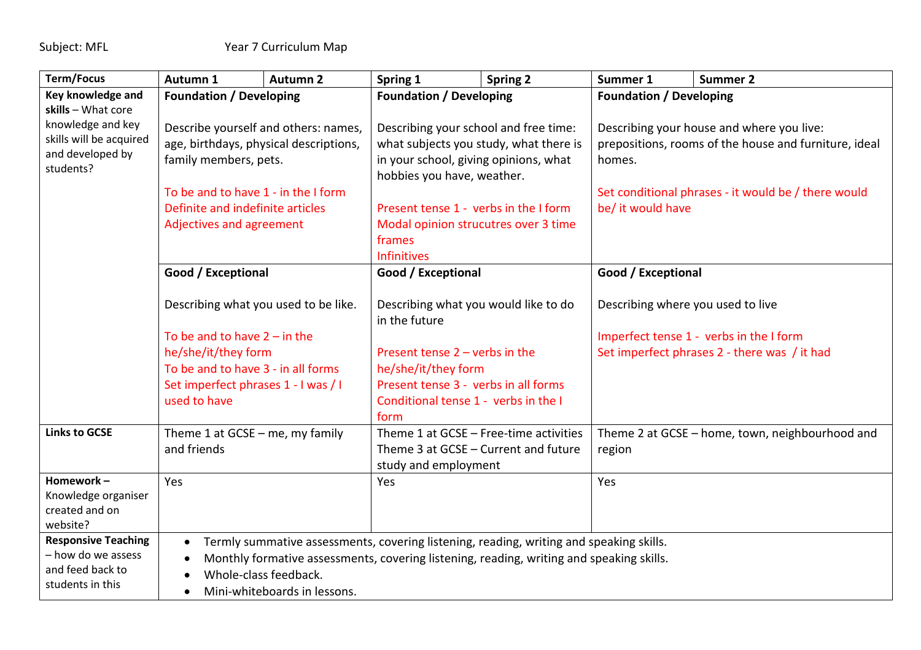Subject: MFL                    Year 7 Curriculum Map

| Term/Focus | Autumn 1 | Autumn 2 | Spring 1 | Spring 2 | Summer 1 | Summer 2 |
|---|---|---|---|---|---|---|
| **Key knowledge and skills** – What core knowledge and key skills will be acquired and developed by students? | **Foundation / Developing**<br><br>Describe yourself and others: names, age, birthdays, physical descriptions, family members, pets.<br><br>To be and to have 1 - in the I form<br>Definite and indefinite articles<br>Adjectives and agreement | | **Foundation / Developing**<br><br>Describing your school and free time: what subjects you study, what there is in your school, giving opinions, what hobbies you have, weather.<br><br>Present tense 1 - verbs in the I form<br>Modal opinion strucutres over 3 time frames<br>Infinitives | | **Foundation / Developing**<br><br>Describing your house and where you live: prepositions, rooms of the house and furniture, ideal homes.<br><br>Set conditional phrases - it would be / there would be/ it would have | |
| | **Good / Exceptional**<br><br>Describing what you used to be like.<br><br>To be and to have 2 – in the he/she/it/they form<br>To be and to have 3 - in all forms<br>Set imperfect phrases 1 - I was / I used to have | | **Good / Exceptional**<br><br>Describing what you would like to do in the future<br><br>Present tense 2 – verbs in the he/she/it/they form<br>Present tense 3 - verbs in all forms<br>Conditional tense 1 - verbs in the I form | | **Good / Exceptional**<br><br>Describing where you used to live<br><br>Imperfect tense 1 - verbs in the I form<br>Set imperfect phrases 2 - there was / it had | |
| **Links to GCSE** | Theme 1 at GCSE – me, my family and friends | | Theme 1 at GCSE – Free-time activities<br>Theme 3 at GCSE – Current and future study and employment | | Theme 2 at GCSE – home, town, neighbourhood and region | |
| **Homework –** Knowledge organiser created and on website? | Yes | | Yes | | Yes | |
| **Responsive Teaching** – how do we assess and feed back to students in this | • Termly summative assessments, covering listening, reading, writing and speaking skills.<br>• Monthly formative assessments, covering listening, reading, writing and speaking skills.<br>• Whole-class feedback.<br>• Mini-whiteboards in lessons. | | | | | |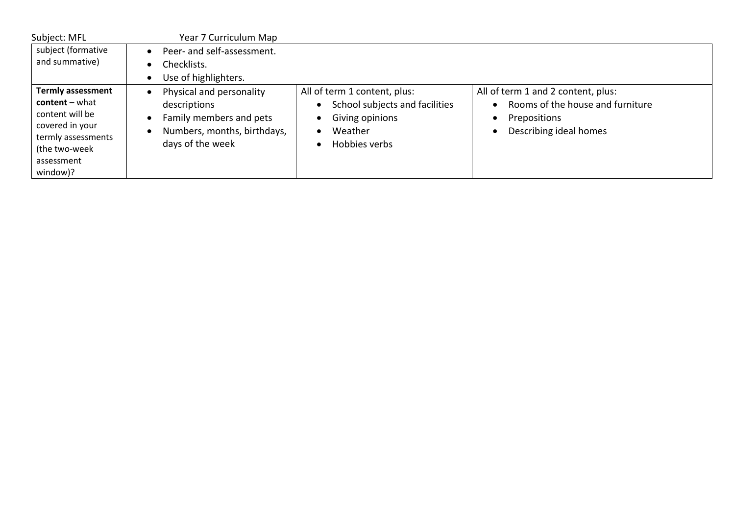Subject: MFL Year 7 Curriculum Map

| | | | |
|---|---|---|---|
| subject (formative and summative) | • Peer- and self-assessment.<br>• Checklists.<br>• Use of highlighters. | | |
| **Termly assessment content** – what content will be covered in your termly assessments (the two-week assessment window)? | • Physical and personality descriptions<br>• Family members and pets<br>• Numbers, months, birthdays, days of the week | All of term 1 content, plus:<br>• School subjects and facilities<br>• Giving opinions<br>• Weather<br>• Hobbies verbs | All of term 1 and 2 content, plus:<br>• Rooms of the house and furniture<br>• Prepositions<br>• Describing ideal homes |